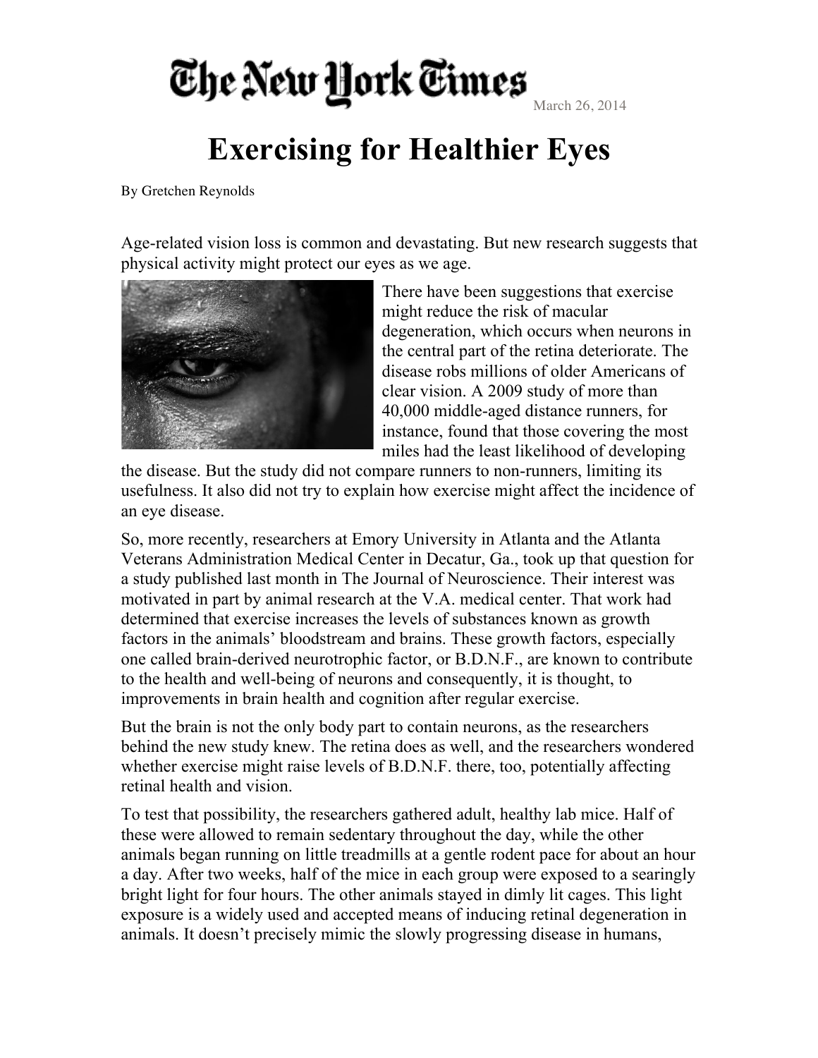The New York Times

March 26, 2014

# Exercising for Healthier Eyes

By Gretchen Reynolds

Age-related vision loss is common and devastating. But new research suggests that physical activity might protect our eyes as we age.

There have been suggestions that exercise might reduce the risk of macular degeneration, which occurs when neurons in the central part of the retina deteriorate. The disease robs millions of older Americans of clear vision. A 2009 study of more than 40,000 middle-aged distance runners, for instance, found that those covering the most miles had the least likelihood of developing the disease. But the study did not compare runners to non-runners, limiting its usefulness. It also did not try to explain how exercise might affect the incidence of an eye disease.

So, more recently, researchers at Emory University in Atlanta and the Atlanta Veterans Administration Medical Center in Decatur, Ga., took up that question for a study published last month in The Journal of Neuroscience. Their interest was motivated in part by animal research at the V.A. medical center. That work had determined that exercise increases the levels of substances known as growth factors in the animals' bloodstream and brains. These growth factors, especially one called brain-derived neurotrophic factor, or B.D.N.F., are known to contribute to the health and well-being of neurons and consequently, it is thought, to improvements in brain health and cognition after regular exercise.

But the brain is not the only body part to contain neurons, as the researchers behind the new study knew. The retina does as well, and the researchers wondered whether exercise might raise levels of B.D.N.F. there, too, potentially affecting retinal health and vision.

To test that possibility, the researchers gathered adult, healthy lab mice. Half of these were allowed to remain sedentary throughout the day, while the other animals began running on little treadmills at a gentle rodent pace for about an hour a day. After two weeks, half of the mice in each group were exposed to a searingly bright light for four hours. The other animals stayed in dimly lit cages. This light exposure is a widely used and accepted means of inducing retinal degeneration in animals. It doesn't precisely mimic the slowly progressing disease in humans,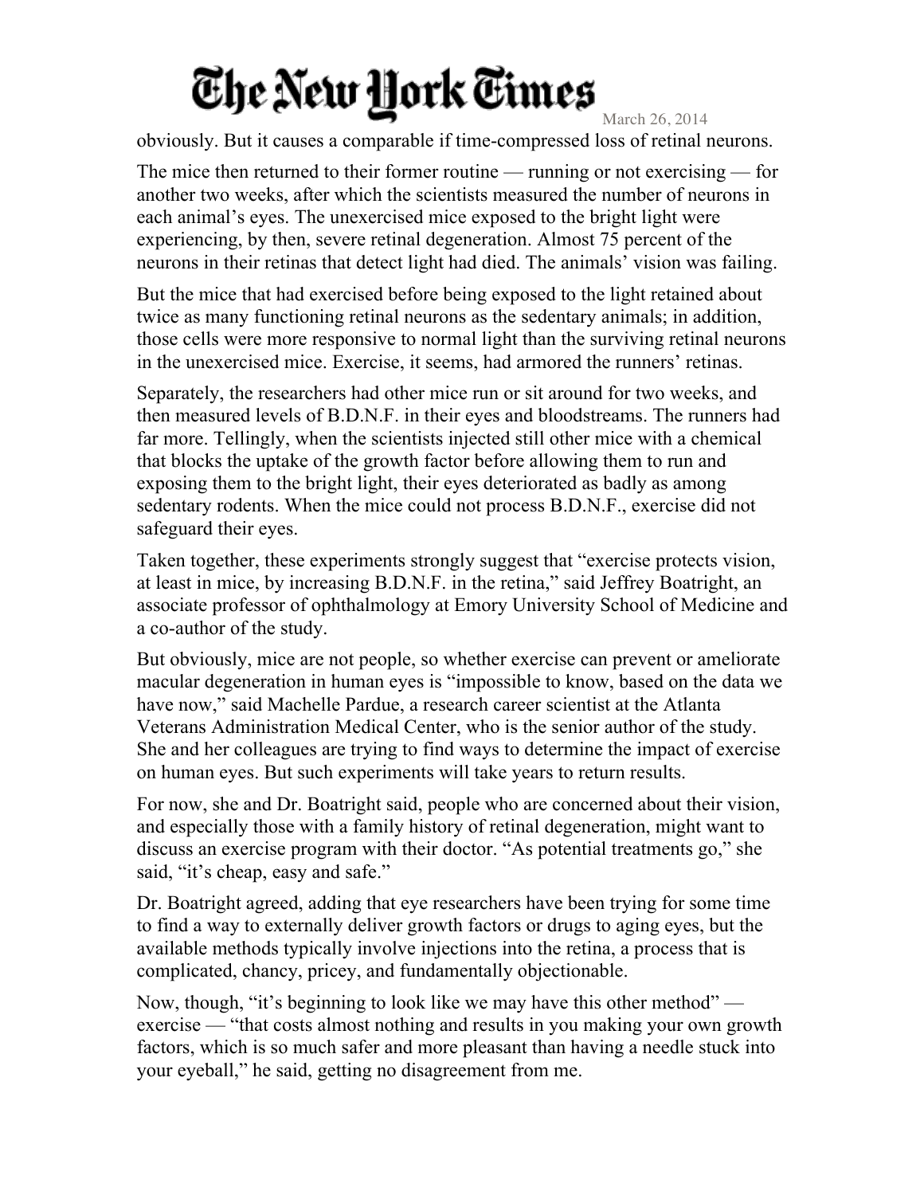obviously. But it causes a comparable if time-compressed loss of retinal neurons.

The mice then returned to their former routine — running or not exercising — for another two weeks, after which the scientists measured the number of neurons in each animal's eyes. The unexercised mice exposed to the bright light were experiencing, by then, severe retinal degeneration. Almost 75 percent of the neurons in their retinas that detect light had died. The animals' vision was failing.

But the mice that had exercised before being exposed to the light retained about twice as many functioning retinal neurons as the sedentary animals; in addition, those cells were more responsive to normal light than the surviving retinal neurons in the unexercised mice. Exercise, it seems, had armored the runners' retinas.

Separately, the researchers had other mice run or sit around for two weeks, and then measured levels of B.D.N.F. in their eyes and bloodstreams. The runners had far more. Tellingly, when the scientists injected still other mice with a chemical that blocks the uptake of the growth factor before allowing them to run and exposing them to the bright light, their eyes deteriorated as badly as among sedentary rodents. When the mice could not process B.D.N.F., exercise did not safeguard their eyes.

Taken together, these experiments strongly suggest that "exercise protects vision, at least in mice, by increasing B.D.N.F. in the retina," said Jeffrey Boatright, an associate professor of ophthalmology at Emory University School of Medicine and a co-author of the study.

But obviously, mice are not people, so whether exercise can prevent or ameliorate macular degeneration in human eyes is "impossible to know, based on the data we have now," said Machelle Pardue, a research career scientist at the Atlanta Veterans Administration Medical Center, who is the senior author of the study. She and her colleagues are trying to find ways to determine the impact of exercise on human eyes. But such experiments will take years to return results.

For now, she and Dr. Boatright said, people who are concerned about their vision, and especially those with a family history of retinal degeneration, might want to discuss an exercise program with their doctor. "As potential treatments go," she said, "it's cheap, easy and safe."

Dr. Boatright agreed, adding that eye researchers have been trying for some time to find a way to externally deliver growth factors or drugs to aging eyes, but the available methods typically involve injections into the retina, a process that is complicated, chancy, pricey, and fundamentally objectionable.

Now, though, "it's beginning to look like we may have this other method" — exercise — "that costs almost nothing and results in you making your own growth factors, which is so much safer and more pleasant than having a needle stuck into your eyeball," he said, getting no disagreement from me.